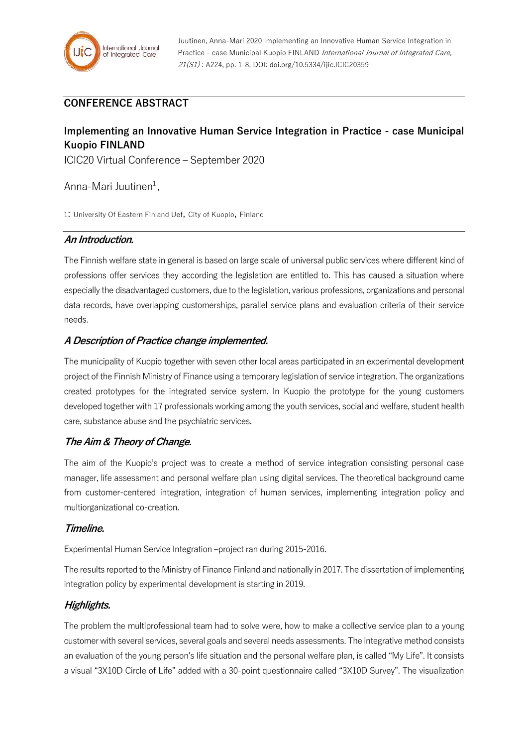Juutinen, Anna-Mari 2020 Implementing an Innovative Human Service Integration in Practice - case Municipal Kuopio FINLAND *International Journal of Integrated Care, 21(S1)* : A224, pp. 1-8, DOI: doi.org/10.5334/ijic.ICIC20359

## CONFERENCE ABSTRACT

# Implementing an Innovative Human Service Integration in Practice - case Municipal Kuopio FINLAND

ICIC20 Virtual Conference – September 2020

Anna-Mari Juutinen[1],

1: University Of Eastern Finland Uef, City of Kuopio, Finland

### *An Introduction.*

The Finnish welfare state in general is based on large scale of universal public services where different kind of professions offer services they according the legislation are entitled to. This has caused a situation where especially the disadvantaged customers, due to the legislation, various professions, organizations and personal data records, have overlapping customerships, parallel service plans and evaluation criteria of their service needs.

### *A Description of Practice change implemented.*

The municipality of Kuopio together with seven other local areas participated in an experimental development project of the Finnish Ministry of Finance using a temporary legislation of service integration. The organizations created prototypes for the integrated service system. In Kuopio the prototype for the young customers developed together with 17 professionals working among the youth services, social and welfare, student health care, substance abuse and the psychiatric services.

### *The Aim & Theory of Change.*

The aim of the Kuopio's project was to create a method of service integration consisting personal case manager, life assessment and personal welfare plan using digital services. The theoretical background came from customer-centered integration, integration of human services, implementing integration policy and multiorganizational co-creation.

### *Timeline.*

Experimental Human Service Integration –project ran during 2015-2016.

The results reported to the Ministry of Finance Finland and nationally in 2017. The dissertation of implementing integration policy by experimental development is starting in 2019.

### *Highlights.*

The problem the multiprofessional team had to solve were, how to make a collective service plan to a young customer with several services, several goals and several needs assessments. The integrative method consists an evaluation of the young person's life situation and the personal welfare plan, is called "My Life". It consists a visual "3X10D Circle of Life" added with a 30-point questionnaire called "3X10D Survey". The visualization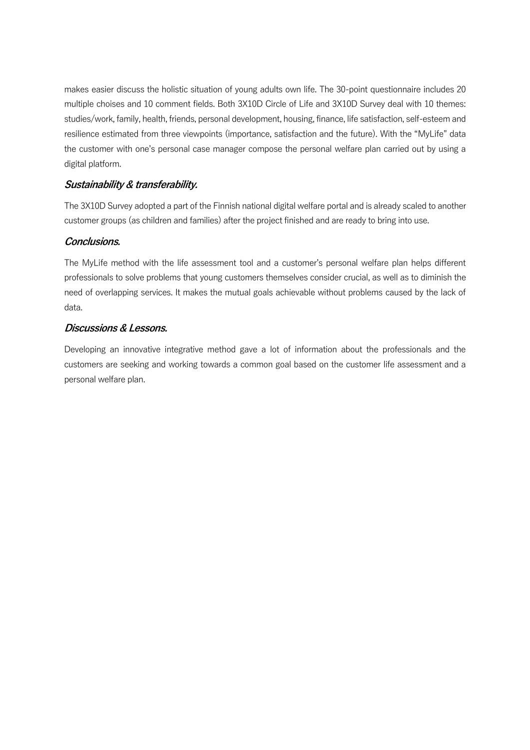makes easier discuss the holistic situation of young adults own life. The 30-point questionnaire includes 20 multiple choises and 10 comment fields. Both 3X10D Circle of Life and 3X10D Survey deal with 10 themes: studies/work, family, health, friends, personal development, housing, finance, life satisfaction, self-esteem and resilience estimated from three viewpoints (importance, satisfaction and the future). With the "MyLife" data the customer with one's personal case manager compose the personal welfare plan carried out by using a digital platform.

### *Sustainability & transferability.*

The 3X10D Survey adopted a part of the Finnish national digital welfare portal and is already scaled to another customer groups (as children and families) after the project finished and are ready to bring into use.

### *Conclusions.*

The MyLife method with the life assessment tool and a customer's personal welfare plan helps different professionals to solve problems that young customers themselves consider crucial, as well as to diminish the need of overlapping services. It makes the mutual goals achievable without problems caused by the lack of data.

### *Discussions & Lessons.*

Developing an innovative integrative method gave a lot of information about the professionals and the customers are seeking and working towards a common goal based on the customer life assessment and a personal welfare plan.